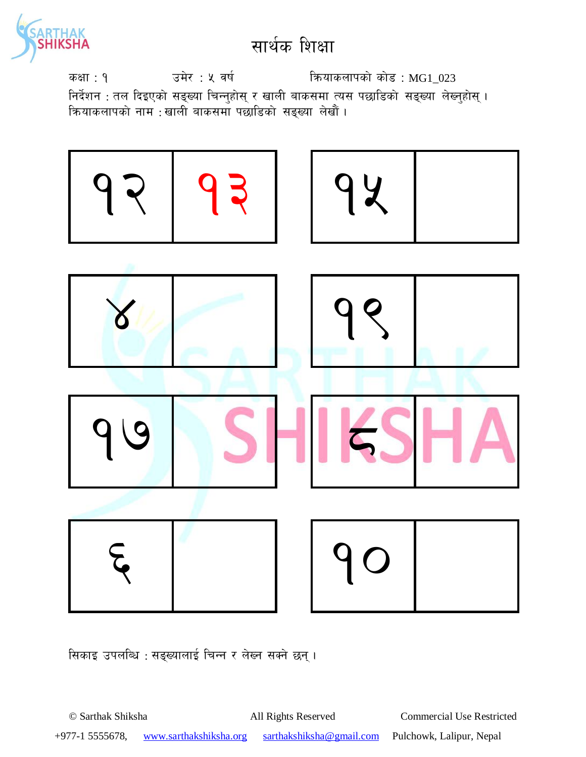# सार्थक शिक्षा

कक्षा : १ उमेर : ५ वर्ष क्रियाकलापको कोड : MG1_023

निर्देशन : तल दिइएको सङ्ख्या चिन्नुहोस् र खाली बाकसमा त्यस पछाडिको सङ्ख्या लेख्नुहोस् ।

क्रियाकलापको नाम : खाली बाकसमा पछाडिको सङ्ख्या लेखौं ।

| १२ | १३ |
|---|---|

| १५ | |
|---|---|

| ४ | |
|---|---|

| १९ | |
|---|---|

| १७ | |
|---|---|

| ८ | |
|---|---|

| ६ | |
|---|---|

| १० | |
|---|---|

सिकाइ उपलब्धि : सङ्ख्यालाई चिन्न र लेख्न सक्ने छन् ।

© Sarthak Shiksha All Rights Reserved Commercial Use Restricted

+977-1 5555678, www.sarthakshiksha.org sarthakshiksha@gmail.com Pulchowk, Lalipur, Nepal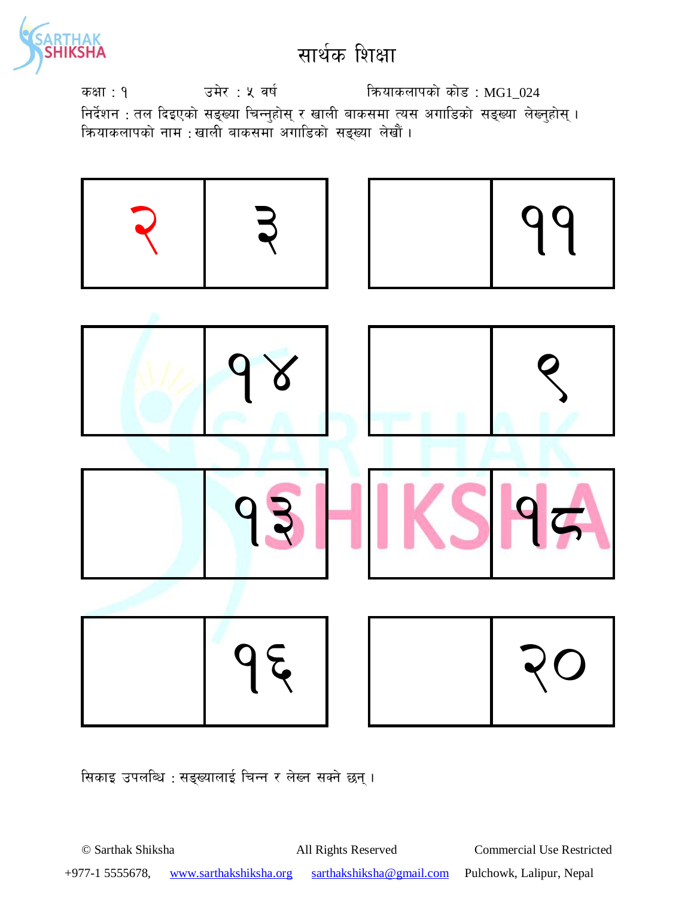# सार्थक शिक्षा

कक्षा : १ उमेर : ५ वर्ष क्रियाकलापको कोड : MG1_024

निर्देशन : तल दिइएको सङ्ख्या चिन्नुहोस् र खाली बाकसमा त्यस अगाडिको सङ्ख्या लेख्नुहोस् ।

क्रियाकलापको नाम : खाली बाकसमा अगाडिको सङ्ख्या लेखौं ।

| २ | ३ |
|---|---|

| | ११ |
|---|---|

| | १४ |
|---|---|

| | ९ |
|---|---|

| | १३ |
|---|---|

| | १८ |
|---|---|

| | १६ |
|---|---|

| | २० |
|---|---|

सिकाइ उपलब्धि : सङ्ख्यालाई चिन्न र लेख्न सक्ने छन् ।

© Sarthak Shiksha All Rights Reserved Commercial Use Restricted

+977-1 5555678, www.sarthakshiksha.org sarthakshiksha@gmail.com Pulchowk, Lalipur, Nepal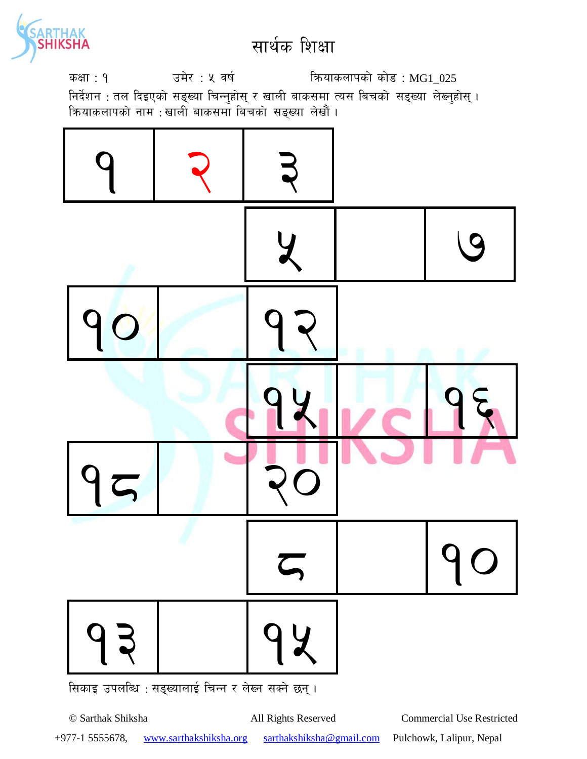# सार्थक शिक्षा

कक्षा : १ उमेर : ५ वर्ष क्रियाकलापको कोड : MG1_025

निर्देशन : तल दिइएको सङ्ख्या चिन्नुहोस् र खाली बाकसमा त्यस बिचको सङ्ख्या लेख्नुहोस् ।

क्रियाकलापको नाम : खाली बाकसमा बिचको सङ्ख्या लेखौं ।

| | | |
|---|---|---|
| १ | २ | ३ |

| | | |
|---|---|---|
| ५ | | ७ |

| | | |
|---|---|---|
| १० | | १२ |

| | | |
|---|---|---|
| १५ | | १६ |

| | | |
|---|---|---|
| १८ | | २० |

| | | |
|---|---|---|
| ८ | | १० |

| | | |
|---|---|---|
| १३ | | १५ |

सिकाइ उपलब्धि : सङ्ख्यालाई चिन्न र लेख्न सक्ने छन् ।

© Sarthak Shiksha All Rights Reserved Commercial Use Restricted

+977-1 5555678, www.sarthakshiksha.org sarthakshiksha@gmail.com Pulchowk, Lalipur, Nepal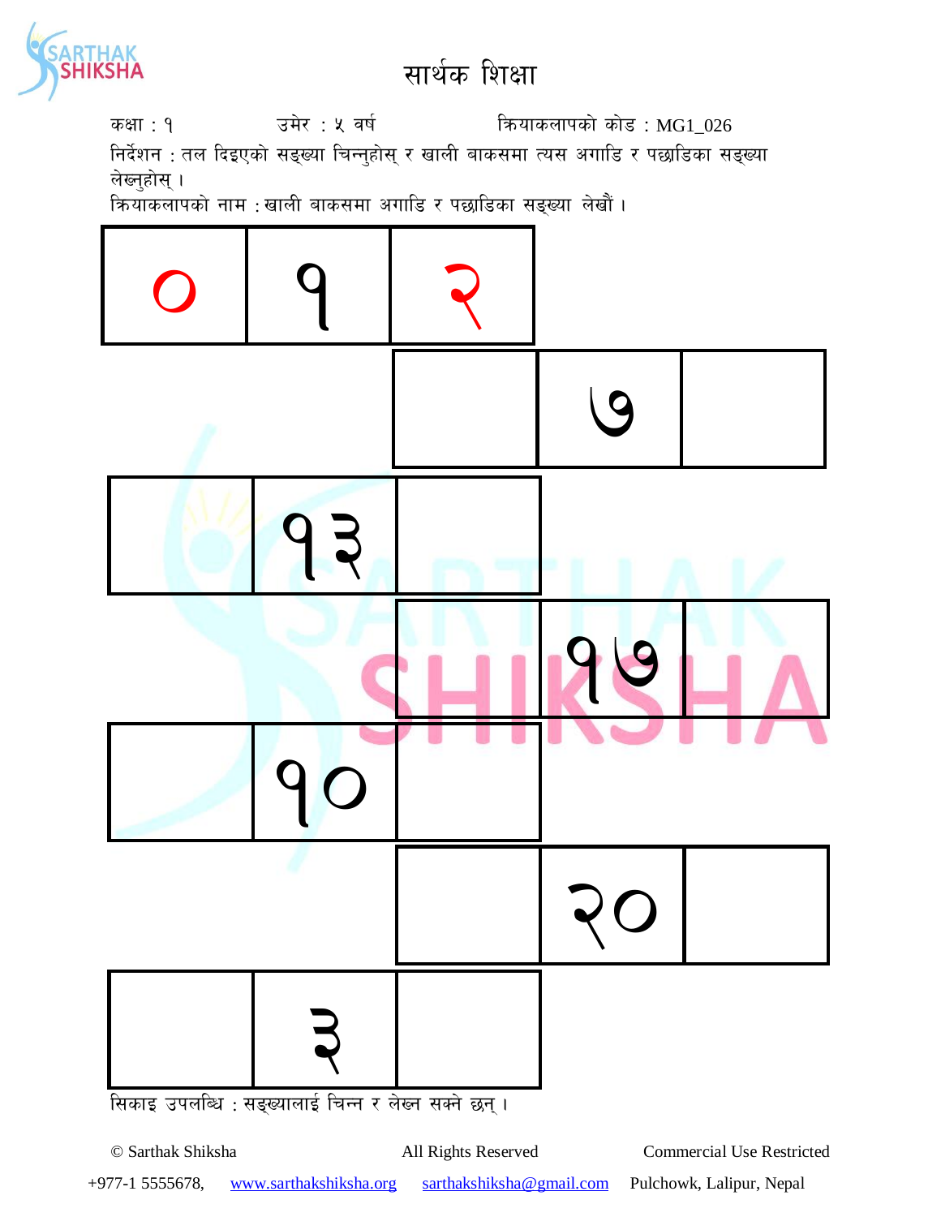# सार्थक शिक्षा

कक्षा : १ उमेर : ५ वर्ष क्रियाकलापको कोड : MG1_026

निर्देशन : तल दिइएको सङ्ख्या चिन्नुहोस् र खाली बाकसमा त्यस अगाडि र पछाडिका सङ्ख्या लेख्नुहोस् ।

क्रियाकलापको नाम : खाली बाकसमा अगाडि र पछाडिका सङ्ख्या लेखौं ।

| ० | १ | २ |
|---|---|---|

| | ७ | |
|---|---|---|

| | १३ | |
|---|---|---|

| | १७ | |
|---|---|---|

| | १० | |
|---|---|---|

| | २० | |
|---|---|---|

| | ३ | |
|---|---|---|

सिकाइ उपलब्धि : सङ्ख्यालाई चिन्न र लेख्न सक्ने छन् ।

© Sarthak Shiksha All Rights Reserved Commercial Use Restricted

+977-1 5555678, www.sarthakshiksha.org sarthakshiksha@gmail.com Pulchowk, Lalipur, Nepal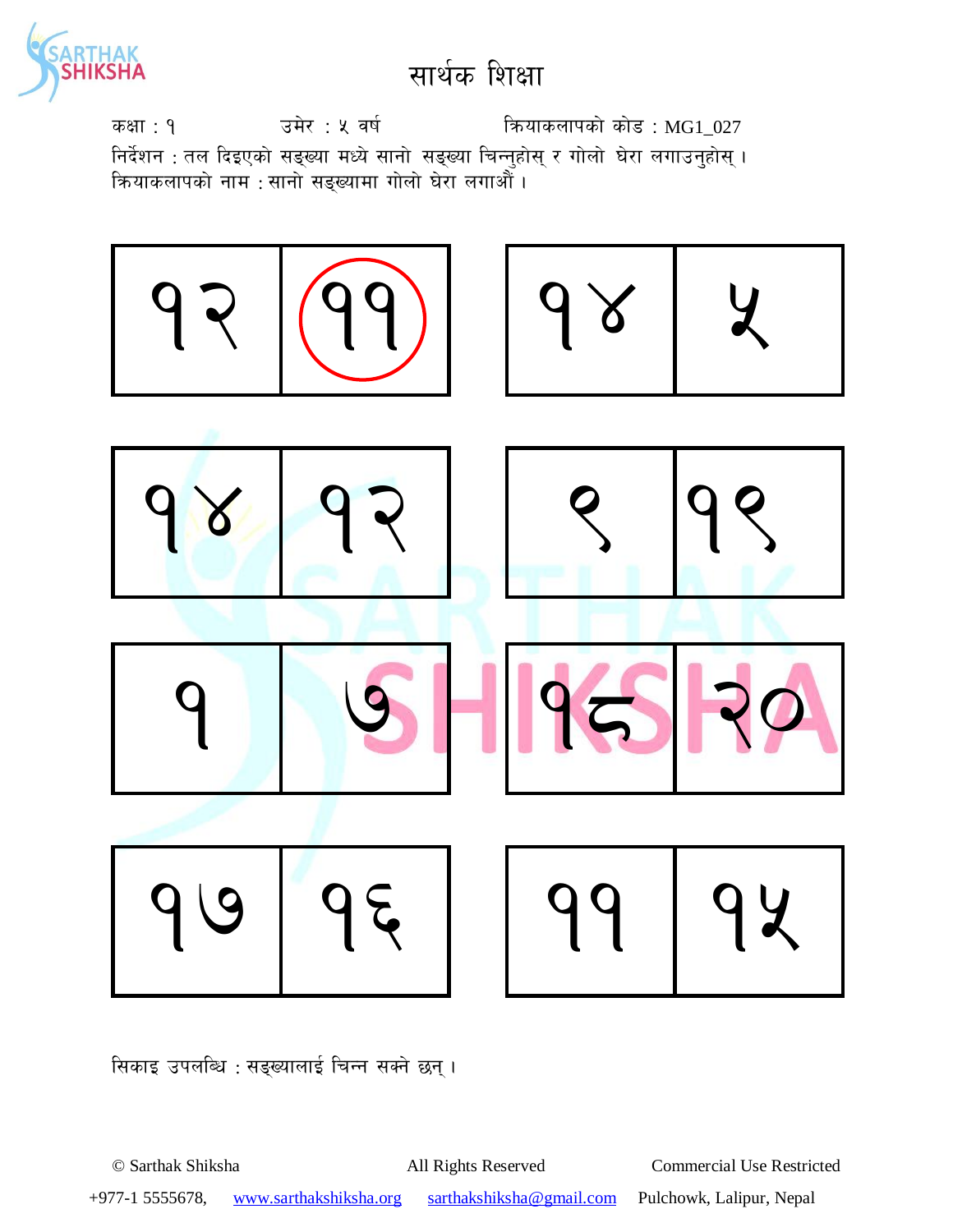# सार्थक शिक्षा

कक्षा : १ उमेर : ५ वर्ष क्रियाकलापको कोड : MG1_027

निर्देशन : तल दिइएको सङ्ख्या मध्ये सानो सङ्ख्या चिन्नुहोस् र गोलो घेरा लगाउनुहोस् ।

क्रियाकलापको नाम : सानो सङ्ख्यामा गोलो घेरा लगाऔं ।

| | |
|---|---|
| १२ | ११ |
| १४ | १२ |
| १ | ७ |
| १७ | १६ |

| | |
|---|---|
| १४ | ५ |
| ९ | १९ |
| १८ | २० |
| ११ | १५ |

सिकाइ उपलब्धि : सङ्ख्यालाई चिन्न सक्ने छन् ।

© Sarthak Shiksha All Rights Reserved Commercial Use Restricted

+977-1 5555678, www.sarthakshiksha.org sarthakshiksha@gmail.com Pulchowk, Lalipur, Nepal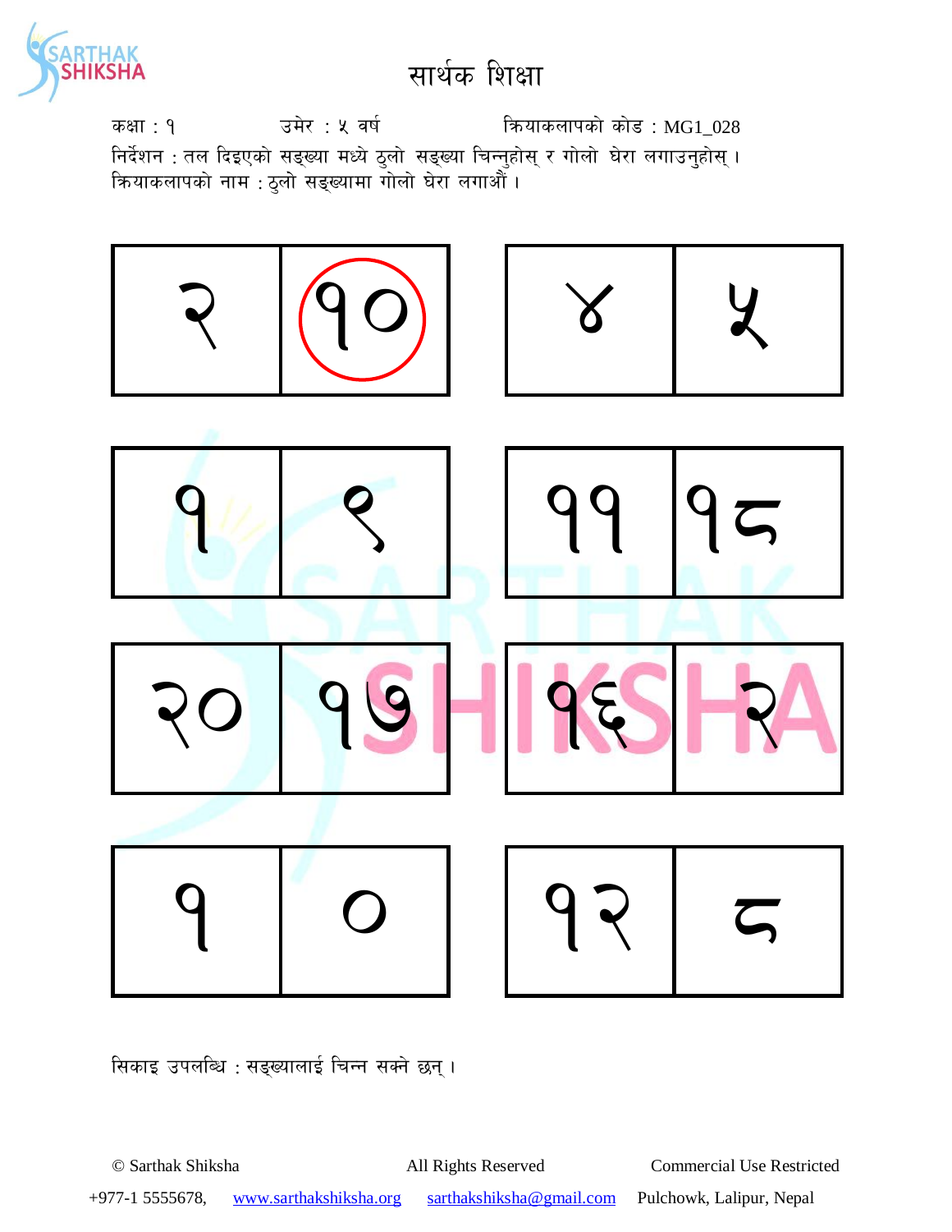# सार्थक शिक्षा

कक्षा : १ उमेर : ५ वर्ष क्रियाकलापको कोड : MG1_028

निर्देशन : तल दिइएको सङ्ख्या मध्ये ठुलो सङ्ख्या चिन्नुहोस् र गोलो घेरा लगाउनुहोस् ।

क्रियाकलापको नाम : ठुलो सङ्ख्यामा गोलो घेरा लगाऔं ।

| २ | १० |
|---|---|

| ४ | ५ |
|---|---|

| १ | ९ |
|---|---|

| ११ | १८ |
|---|---|

| २० | १७ |
|---|---|

| १६ | २ |
|---|---|

| १ | ० |
|---|---|

| १२ | ८ |
|---|---|

सिकाइ उपलब्धि : सङ्ख्यालाई चिन्न सक्ने छन् ।

© Sarthak Shiksha All Rights Reserved Commercial Use Restricted

+977-1 5555678, www.sarthakshiksha.org sarthakshiksha@gmail.com Pulchowk, Lalipur, Nepal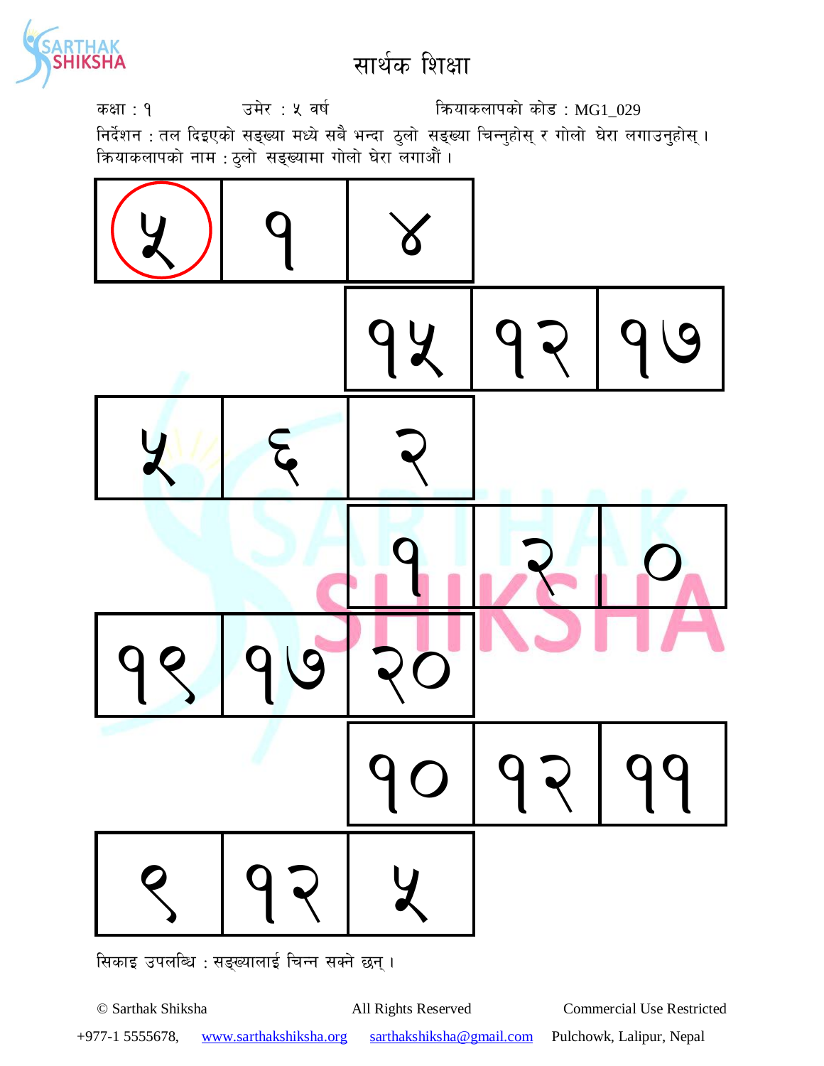# सार्थक शिक्षा

कक्षा : १　　　　उमेर : ५ वर्ष　　　　क्रियाकलापको कोड : MG1_029

निर्देशन : तल दिइएको सङ्ख्या मध्ये सबै भन्दा ठुलो सङ्ख्या चिन्नुहोस् र गोलो घेरा लगाउनुहोस् ।

क्रियाकलापको नाम : ठुलो सङ्ख्यामा गोलो घेरा लगाऔं ।

| ५ (circled) | १ | ४ |
|---|---|---|

| १५ | १२ | १७ |
|---|---|---|

| ५ | ६ | २ |
|---|---|---|

| १ | २ | ० |
|---|---|---|

| १९ | १७ | २० |
|---|---|---|

| १० | १२ | ११ |
|---|---|---|

| ९ | १२ | ५ |
|---|---|---|

सिकाइ उपलब्धि : सङ्ख्यालाई चिन्न सक्ने छन् ।

© Sarthak Shiksha　　All Rights Reserved　　Commercial Use Restricted

+977-1 5555678, www.sarthakshiksha.org sarthakshiksha@gmail.com Pulchowk, Lalipur, Nepal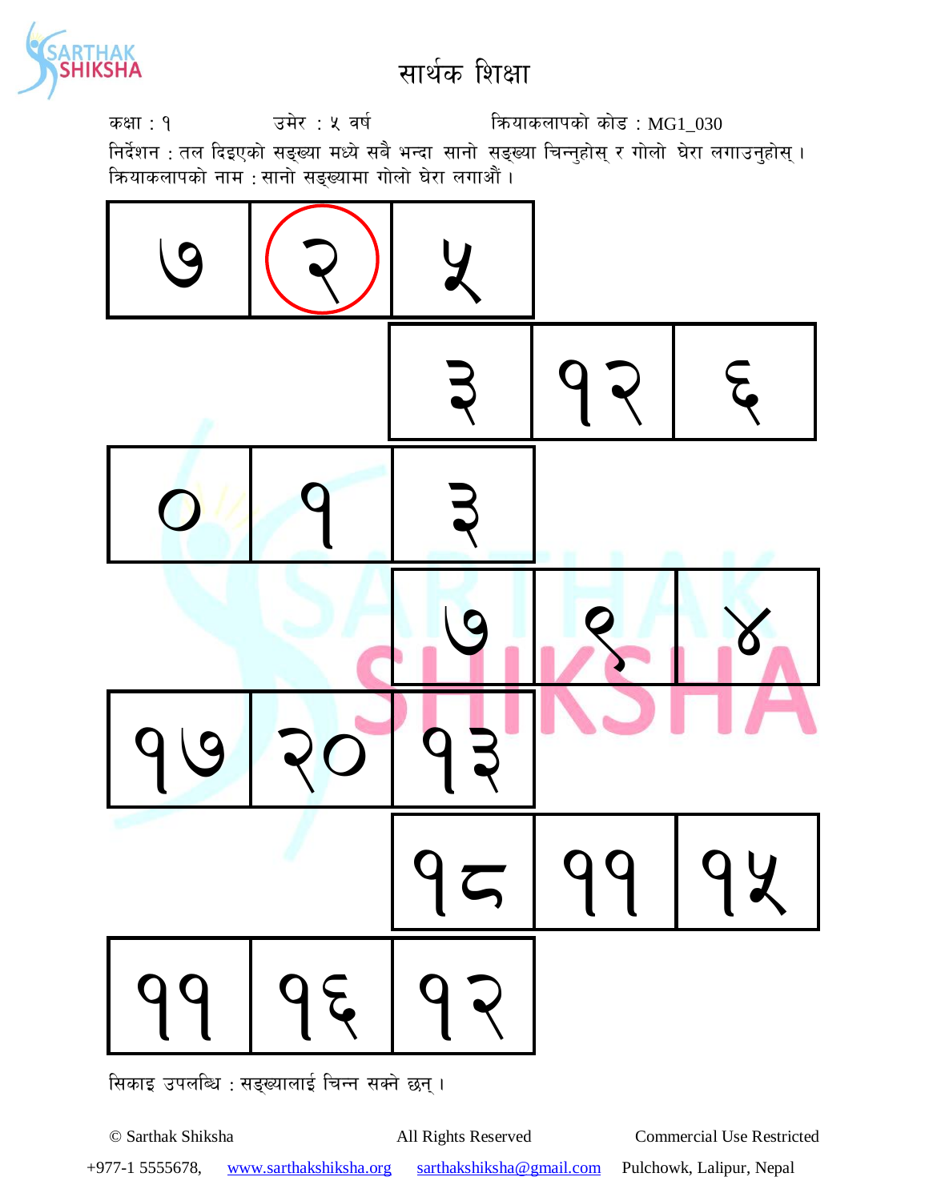# सार्थक शिक्षा

कक्षा : १ उमेर : ५ वर्ष क्रियाकलापको कोड : MG1_030

निर्देशन : तल दिइएको सङ्ख्या मध्ये सबै भन्दा सानो सङ्ख्या चिन्नुहोस् र गोलो घेरा लगाउनुहोस् ।

क्रियाकलापको नाम : सानो सङ्ख्यामा गोलो घेरा लगाऔं ।

| | | |
|---|---|---|
| ७ | २ | ५ |
| ३ | १२ | ६ |
| ० | १ | ३ |
| ७ | ९ | ४ |
| १७ | २० | १३ |
| १८ | ११ | १५ |
| ११ | १६ | १२ |

सिकाइ उपलब्धि : सङ्ख्यालाई चिन्न सक्ने छन् ।

© Sarthak Shiksha All Rights Reserved Commercial Use Restricted

+977-1 5555678, www.sarthakshiksha.org sarthakshiksha@gmail.com Pulchowk, Lalipur, Nepal